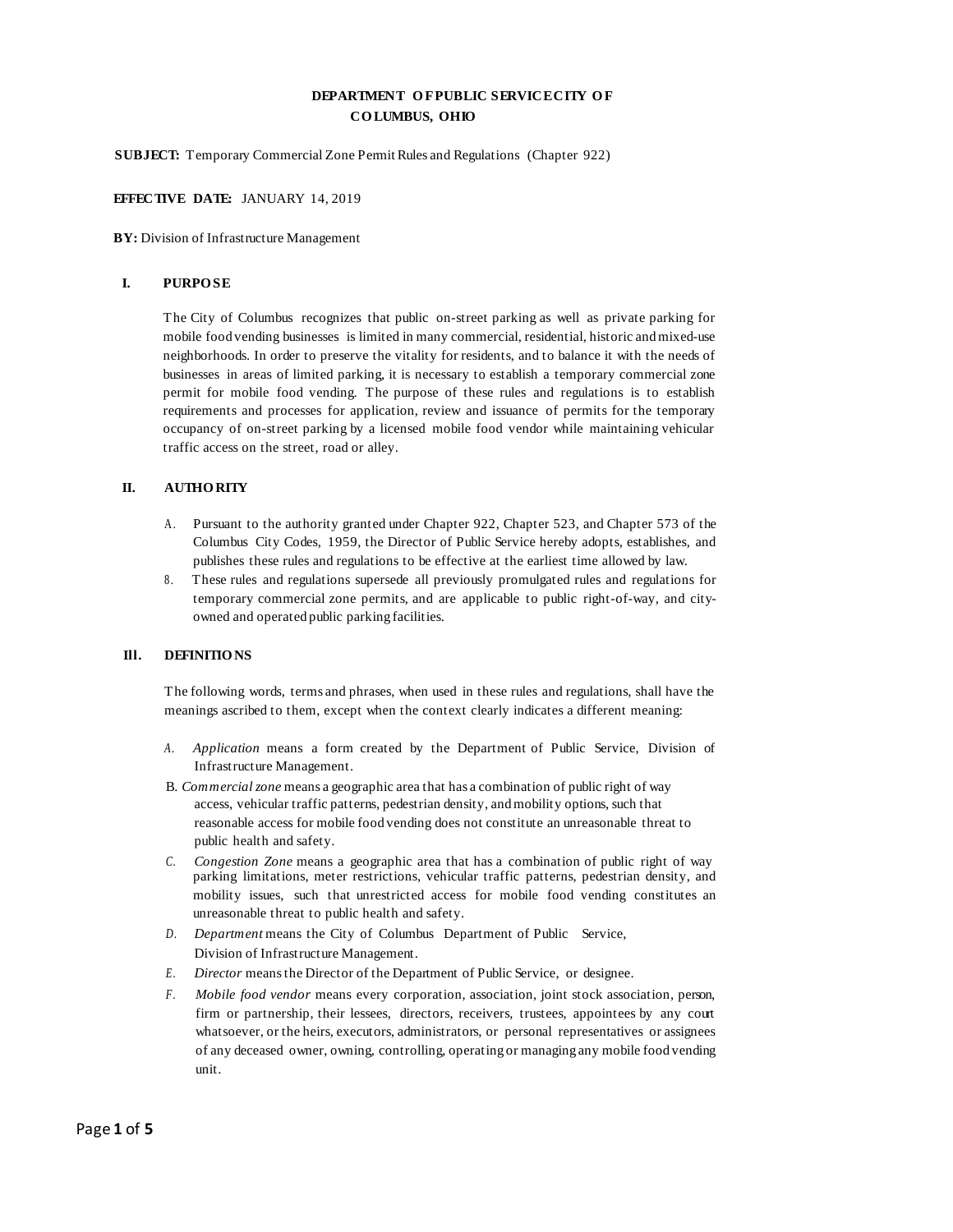**DEPARTMENT OF PUBLIC SERVICE CITY OF COLUMBUS, OHIO**

**SUBJECT:** Temporary Commercial Zone Permit Rules and Regulations (Chapter 922)

**EFFECTIVE DATE:** JANUARY 14, 2019

**BY:** Division of Infrastructure Management

## I. PURPOSE

The City of Columbus recognizes that public on-street parking as well as private parking for mobile food vending businesses is limited in many commercial, residential, historic and mixed-use neighborhoods. In order to preserve the vitality for residents, and to balance it with the needs of businesses in areas of limited parking, it is necessary to establish a temporary commercial zone permit for mobile food vending. The purpose of these rules and regulations is to establish requirements and processes for application, review and issuance of permits for the temporary occupancy of on-street parking by a licensed mobile food vendor while maintaining vehicular traffic access on the street, road or alley.

## II. AUTHORITY

A. Pursuant to the authority granted under Chapter 922, Chapter 523, and Chapter 573 of the Columbus City Codes, 1959, the Director of Public Service hereby adopts, establishes, and publishes these rules and regulations to be effective at the earliest time allowed by law.

8. These rules and regulations supersede all previously promulgated rules and regulations for temporary commercial zone permits, and are applicable to public right-of-way, and city-owned and operated public parking facilities.

## Ill. DEFINITIONS

The following words, terms and phrases, when used in these rules and regulations, shall have the meanings ascribed to them, except when the context clearly indicates a different meaning:

A. *Application* means a form created by the Department of Public Service, Division of Infrastructure Management.

B. *Commercial zone* means a geographic area that has a combination of public right of way access, vehicular traffic patterns, pedestrian density, and mobility options, such that reasonable access for mobile food vending does not constitute an unreasonable threat to public health and safety.

C. *Congestion Zone* means a geographic area that has a combination of public right of way parking limitations, meter restrictions, vehicular traffic patterns, pedestrian density, and mobility issues, such that unrestricted access for mobile food vending constitutes an unreasonable threat to public health and safety.

D. *Department* means the City of Columbus Department of Public Service, Division of Infrastructure Management.

E. *Director* means the Director of the Department of Public Service, or designee.

F. *Mobile food vendor* means every corporation, association, joint stock association, person, firm or partnership, their lessees, directors, receivers, trustees, appointees by any court whatsoever, or the heirs, executors, administrators, or personal representatives or assignees of any deceased owner, owning, controlling, operating or managing any mobile food vending unit.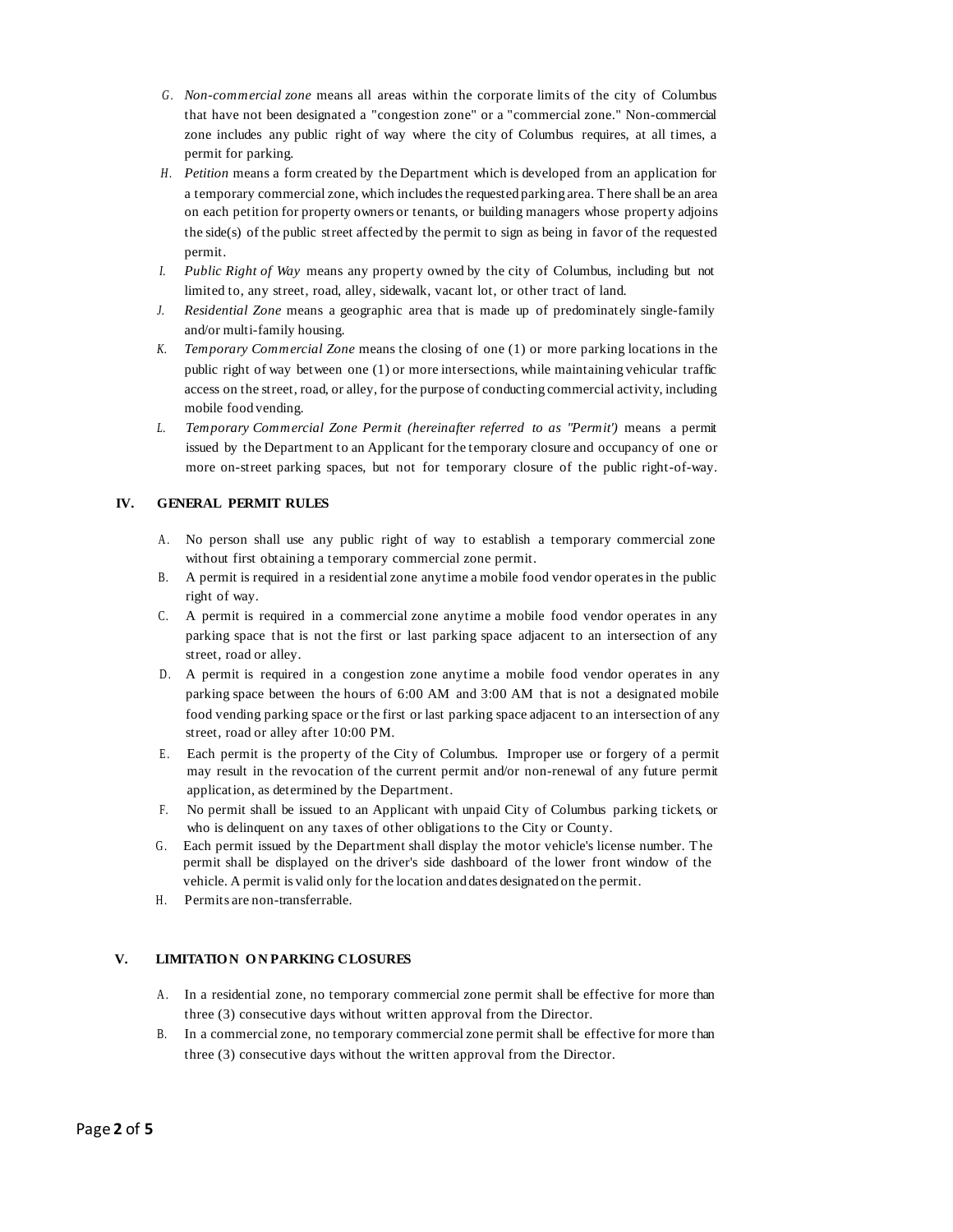G. *Non-commercial zone* means all areas within the corporate limits of the city of Columbus that have not been designated a "congestion zone" or a "commercial zone." Non-commercial zone includes any public right of way where the city of Columbus requires, at all times, a permit for parking.

H. *Petition* means a form created by the Department which is developed from an application for a temporary commercial zone, which includes the requested parking area. There shall be an area on each petition for property owners or tenants, or building managers whose property adjoins the side(s) of the public street affected by the permit to sign as being in favor of the requested permit.

I. *Public Right of Way* means any property owned by the city of Columbus, including but not limited to, any street, road, alley, sidewalk, vacant lot, or other tract of land.

J. *Residential Zone* means a geographic area that is made up of predominately single-family and/or multi-family housing.

K. *Temporary Commercial Zone* means the closing of one (1) or more parking locations in the public right of way between one (1) or more intersections, while maintaining vehicular traffic access on the street, road, or alley, for the purpose of conducting commercial activity, including mobile food vending.

L. *Temporary Commercial Zone Permit (hereinafter referred to as "Permit')* means a permit issued by the Department to an Applicant for the temporary closure and occupancy of one or more on-street parking spaces, but not for temporary closure of the public right-of-way.

## IV. GENERAL PERMIT RULES

A. No person shall use any public right of way to establish a temporary commercial zone without first obtaining a temporary commercial zone permit.

B. A permit is required in a residential zone anytime a mobile food vendor operates in the public right of way.

C. A permit is required in a commercial zone anytime a mobile food vendor operates in any parking space that is not the first or last parking space adjacent to an intersection of any street, road or alley.

D. A permit is required in a congestion zone anytime a mobile food vendor operates in any parking space between the hours of 6:00 AM and 3:00 AM that is not a designated mobile food vending parking space or the first or last parking space adjacent to an intersection of any street, road or alley after 10:00 PM.

E. Each permit is the property of the City of Columbus. Improper use or forgery of a permit may result in the revocation of the current permit and/or non-renewal of any future permit application, as determined by the Department.

F. No permit shall be issued to an Applicant with unpaid City of Columbus parking tickets, or who is delinquent on any taxes of other obligations to the City or County.

G. Each permit issued by the Department shall display the motor vehicle's license number. The permit shall be displayed on the driver's side dashboard of the lower front window of the vehicle. A permit is valid only for the location and dates designated on the permit.

H. Permits are non-transferrable.

## V. LIMITATION ON PARKING CLOSURES

A. In a residential zone, no temporary commercial zone permit shall be effective for more than three (3) consecutive days without written approval from the Director.

B. In a commercial zone, no temporary commercial zone permit shall be effective for more than three (3) consecutive days without the written approval from the Director.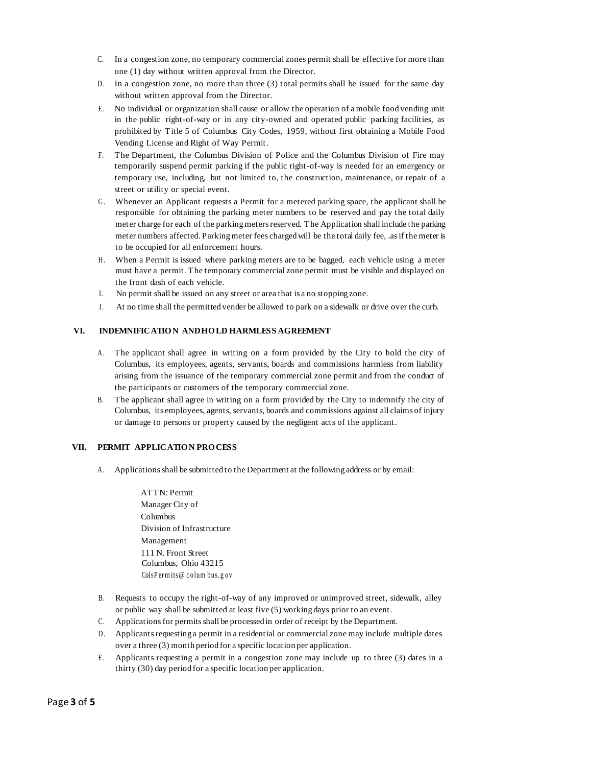C. In a congestion zone, no temporary commercial zones permit shall be effective for more than one (1) day without written approval from the Director.
D. In a congestion zone, no more than three (3) total permits shall be issued for the same day without written approval from the Director.
E. No individual or organization shall cause or allow the operation of a mobile food vending unit in the public right-of-way or in any city-owned and operated public parking facilities, as prohibited by Title 5 of Columbus City Codes, 1959, without first obtaining a Mobile Food Vending License and Right of Way Permit.
F. The Department, the Columbus Division of Police and the Columbus Division of Fire may temporarily suspend permit parking if the public right-of-way is needed for an emergency or temporary use, including, but not limited to, the construction, maintenance, or repair of a street or utility or special event.
G. Whenever an Applicant requests a Permit for a metered parking space, the applicant shall be responsible for obtaining the parking meter numbers to be reserved and pay the total daily meter charge for each of the parking meters reserved. The Application shall include the parking meter numbers affected. Parking meter fees charged will be the total daily fee, .as if the meter is to be occupied for all enforcement hours.
H. When a Permit is issued where parking meters are to be bagged, each vehicle using a meter must have a permit. The temporary commercial zone permit must be visible and displayed on the front dash of each vehicle.
I. No permit shall be issued on any street or area that is a no stopping zone.
J. At no time shall the permitted vender be allowed to park on a sidewalk or drive over the curb.

## VI. INDEMNIFICATION AND HOLD HARMLESS AGREEMENT

A. The applicant shall agree in writing on a form provided by the City to hold the city of Columbus, its employees, agents, servants, boards and commissions harmless from liability arising from the issuance of the temporary commercial zone permit and from the conduct of the participants or customers of the temporary commercial zone.
B. The applicant shall agree in writing on a form provided by the City to indemnify the city of Columbus, its employees, agents, servants, boards and commissions against all claims of injury or damage to persons or property caused by the negligent acts of the applicant.

## VII. PERMIT APPLICATION PROCESS

A. Applications shall be submitted to the Department at the following address or by email:

ATTN: Permit
Manager City of
Columbus
Division of Infrastructure
Management
111 N. Front Street
Columbus, Ohio 43215
ColsPermits@columbus.gov

B. Requests to occupy the right-of-way of any improved or unimproved street, sidewalk, alley or public way shall be submitted at least five (5) working days prior to an event.
C. Applications for permits shall be processed in order of receipt by the Department.
D. Applicants requesting a permit in a residential or commercial zone may include multiple dates over a three (3) month period for a specific location per application.
E. Applicants requesting a permit in a congestion zone may include up to three (3) dates in a thirty (30) day period for a specific location per application.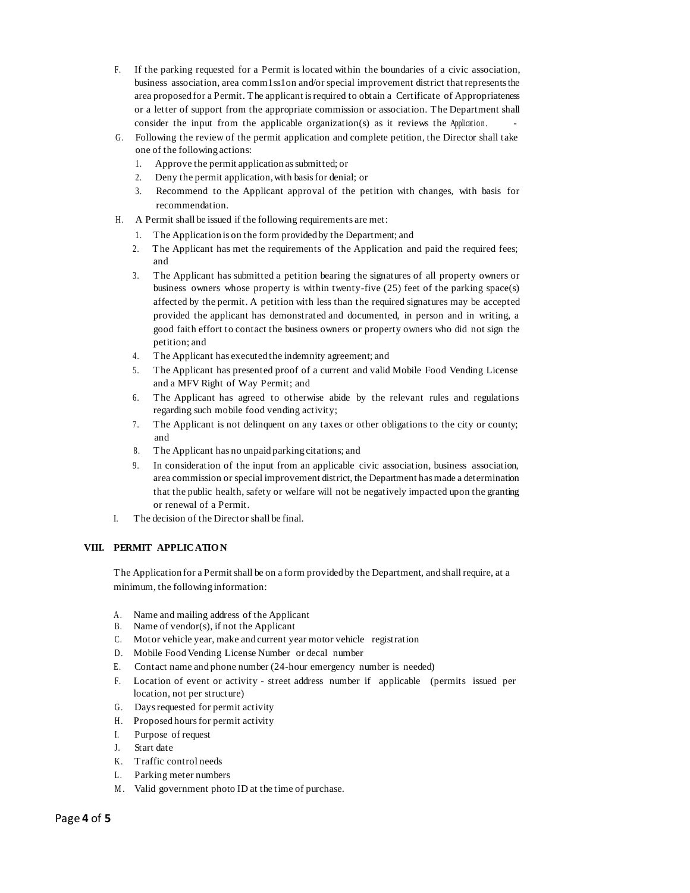F. If the parking requested for a Permit is located within the boundaries of a civic association, business association, area comm1ss1on and/or special improvement district that represents the area proposed for a Permit. The applicant is required to obtain a Certificate of Appropriateness or a letter of support from the appropriate commission or association. The Department shall consider the input from the applicable organization(s) as it reviews the Application.

G. Following the review of the permit application and complete petition, the Director shall take one of the following actions:

1. Approve the permit application as submitted; or
2. Deny the permit application, with basis for denial; or
3. Recommend to the Applicant approval of the petition with changes, with basis for recommendation.

H. A Permit shall be issued if the following requirements are met:

1. The Application is on the form provided by the Department; and
2. The Applicant has met the requirements of the Application and paid the required fees; and
3. The Applicant has submitted a petition bearing the signatures of all property owners or business owners whose property is within twenty-five (25) feet of the parking space(s) affected by the permit. A petition with less than the required signatures may be accepted provided the applicant has demonstrated and documented, in person and in writing, a good faith effort to contact the business owners or property owners who did not sign the petition; and
4. The Applicant has executed the indemnity agreement; and
5. The Applicant has presented proof of a current and valid Mobile Food Vending License and a MFV Right of Way Permit; and
6. The Applicant has agreed to otherwise abide by the relevant rules and regulations regarding such mobile food vending activity;
7. The Applicant is not delinquent on any taxes or other obligations to the city or county; and
8. The Applicant has no unpaid parking citations; and
9. In consideration of the input from an applicable civic association, business association, area commission or special improvement district, the Department has made a determination that the public health, safety or welfare will not be negatively impacted upon the granting or renewal of a Permit.

I. The decision of the Director shall be final.

## VIII. PERMIT APPLICATION

The Application for a Permit shall be on a form provided by the Department, and shall require, at a minimum, the following information:

A. Name and mailing address of the Applicant
B. Name of vendor(s), if not the Applicant
C. Motor vehicle year, make and current year motor vehicle registration
D. Mobile Food Vending License Number or decal number
E. Contact name and phone number (24-hour emergency number is needed)
F. Location of event or activity - street address number if applicable (permits issued per location, not per structure)
G. Days requested for permit activity
H. Proposed hours for permit activity
I. Purpose of request
J. Start date
K. Traffic control needs
L. Parking meter numbers
M. Valid government photo ID at the time of purchase.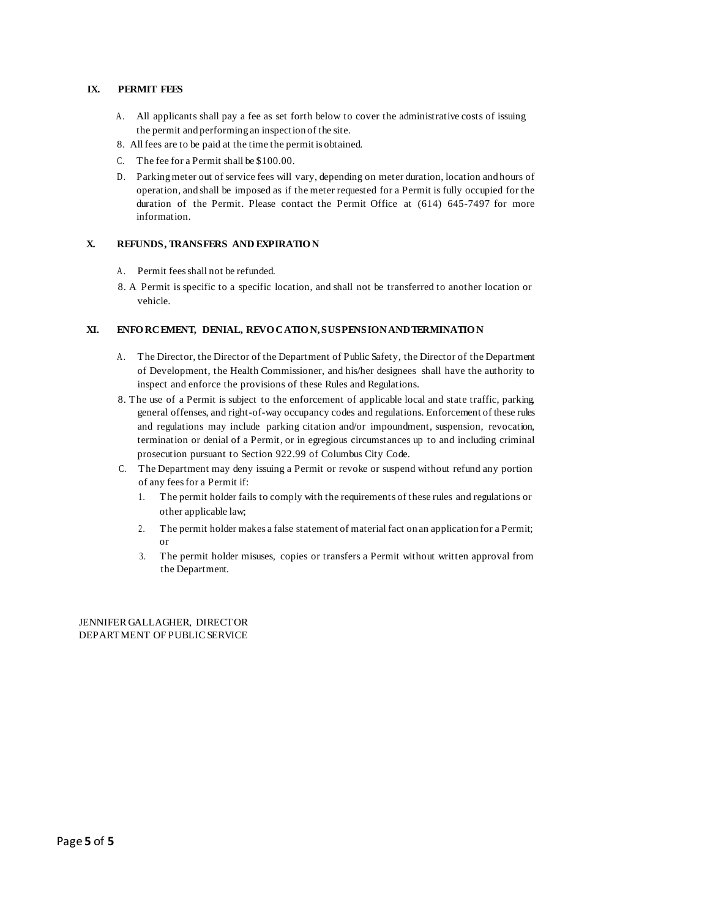## IX. PERMIT FEES

A. All applicants shall pay a fee as set forth below to cover the administrative costs of issuing the permit and performing an inspection of the site.

8. All fees are to be paid at the time the permit is obtained.

C. The fee for a Permit shall be $100.00.

D. Parking meter out of service fees will vary, depending on meter duration, location and hours of operation, and shall be imposed as if the meter requested for a Permit is fully occupied for the duration of the Permit. Please contact the Permit Office at (614) 645-7497 for more information.

## X. REFUNDS, TRANSFERS AND EXPIRATION

A. Permit fees shall not be refunded.

8. A Permit is specific to a specific location, and shall not be transferred to another location or vehicle.

## XI. ENFORCEMENT, DENIAL, REVOCATION, SUSPENSION AND TERMINATION

A. The Director, the Director of the Department of Public Safety, the Director of the Department of Development, the Health Commissioner, and his/her designees shall have the authority to inspect and enforce the provisions of these Rules and Regulations.

8. The use of a Permit is subject to the enforcement of applicable local and state traffic, parking, general offenses, and right-of-way occupancy codes and regulations. Enforcement of these rules and regulations may include parking citation and/or impoundment, suspension, revocation, termination or denial of a Permit, or in egregious circumstances up to and including criminal prosecution pursuant to Section 922.99 of Columbus City Code.

C. The Department may deny issuing a Permit or revoke or suspend without refund any portion of any fees for a Permit if:

1. The permit holder fails to comply with the requirements of these rules and regulations or other applicable law;
2. The permit holder makes a false statement of material fact on an application for a Permit; or
3. The permit holder misuses, copies or transfers a Permit without written approval from the Department.

JENNIFER GALLAGHER, DIRECTOR
DEPARTMENT OF PUBLIC SERVICE